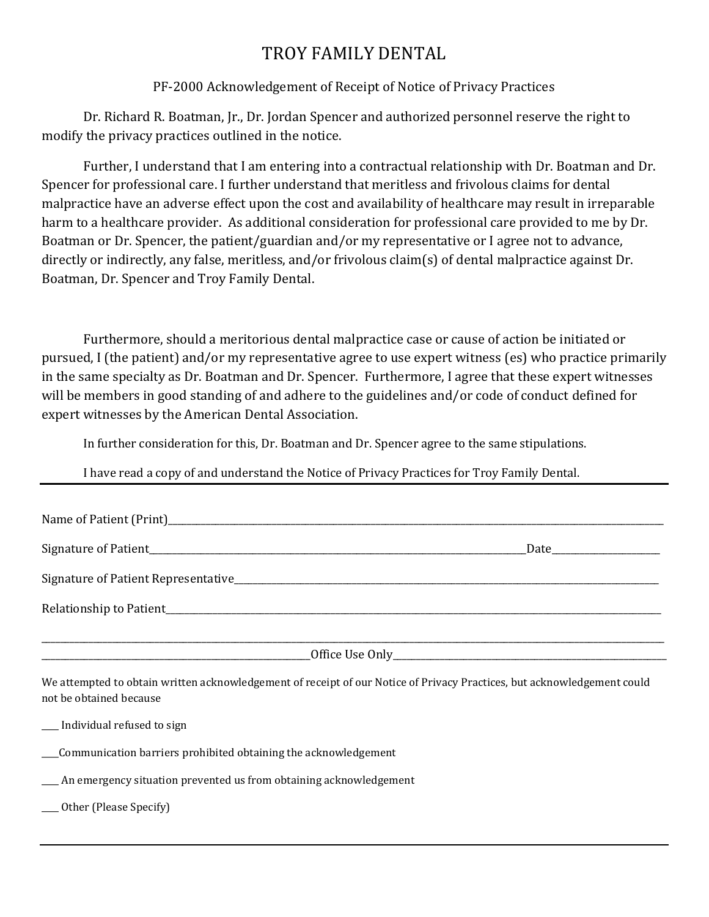# TROY FAMILY DENTAL

PF-2000 Acknowledgement of Receipt of Notice of Privacy Practices

Dr. Richard R. Boatman, Jr., Dr. Jordan Spencer and authorized personnel reserve the right to modify the privacy practices outlined in the notice.

Further, I understand that I am entering into a contractual relationship with Dr. Boatman and Dr. Spencer for professional care. I further understand that meritless and frivolous claims for dental malpractice have an adverse effect upon the cost and availability of healthcare may result in irreparable harm to a healthcare provider. As additional consideration for professional care provided to me by Dr. Boatman or Dr. Spencer, the patient/guardian and/or my representative or I agree not to advance, directly or indirectly, any false, meritless, and/or frivolous claim(s) of dental malpractice against Dr. Boatman, Dr. Spencer and Troy Family Dental.

Furthermore, should a meritorious dental malpractice case or cause of action be initiated or pursued, I (the patient) and/or my representative agree to use expert witness (es) who practice primarily in the same specialty as Dr. Boatman and Dr. Spencer. Furthermore, I agree that these expert witnesses will be members in good standing of and adhere to the guidelines and/or code of conduct defined for expert witnesses by the American Dental Association.

In further consideration for this, Dr. Boatman and Dr. Spencer agree to the same stipulations.

I have read a copy of and understand the Notice of Privacy Practices for Troy Family Dental.

---

Name of Patient (Print)______________________________________________

Signature of Patient______________________________________Date______________

Signature of Patient Representative______________________________________

Relationship to Patient______________________________________________

______________________________Office Use Only______________________________

We attempted to obtain written acknowledgement of receipt of our Notice of Privacy Practices, but acknowledgement could not be obtained because

____ Individual refused to sign

____Communication barriers prohibited obtaining the acknowledgement

____ An emergency situation prevented us from obtaining acknowledgement

____ Other (Please Specify)

---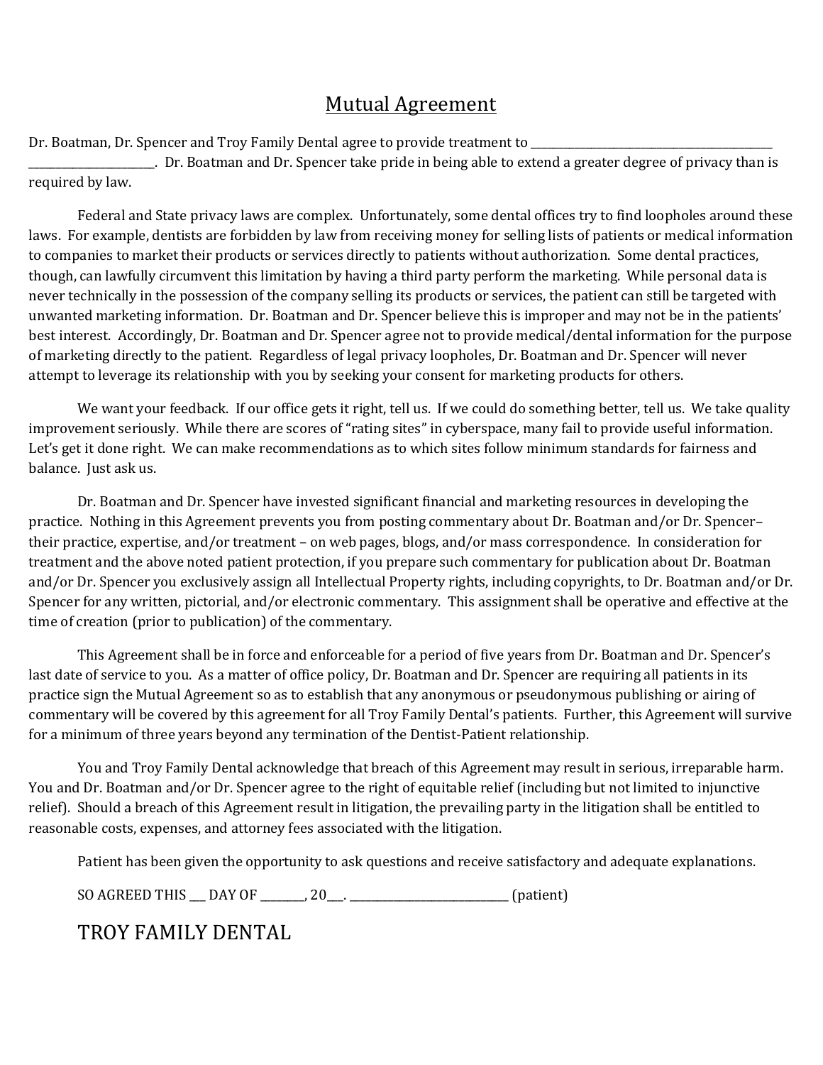# Mutual Agreement

Dr. Boatman, Dr. Spencer and Troy Family Dental agree to provide treatment to ______________________________________________ ________________________. Dr. Boatman and Dr. Spencer take pride in being able to extend a greater degree of privacy than is required by law.

Federal and State privacy laws are complex. Unfortunately, some dental offices try to find loopholes around these laws. For example, dentists are forbidden by law from receiving money for selling lists of patients or medical information to companies to market their products or services directly to patients without authorization. Some dental practices, though, can lawfully circumvent this limitation by having a third party perform the marketing. While personal data is never technically in the possession of the company selling its products or services, the patient can still be targeted with unwanted marketing information. Dr. Boatman and Dr. Spencer believe this is improper and may not be in the patients' best interest. Accordingly, Dr. Boatman and Dr. Spencer agree not to provide medical/dental information for the purpose of marketing directly to the patient. Regardless of legal privacy loopholes, Dr. Boatman and Dr. Spencer will never attempt to leverage its relationship with you by seeking your consent for marketing products for others.

We want your feedback. If our office gets it right, tell us. If we could do something better, tell us. We take quality improvement seriously. While there are scores of "rating sites" in cyberspace, many fail to provide useful information. Let's get it done right. We can make recommendations as to which sites follow minimum standards for fairness and balance. Just ask us.

Dr. Boatman and Dr. Spencer have invested significant financial and marketing resources in developing the practice. Nothing in this Agreement prevents you from posting commentary about Dr. Boatman and/or Dr. Spencer– their practice, expertise, and/or treatment – on web pages, blogs, and/or mass correspondence. In consideration for treatment and the above noted patient protection, if you prepare such commentary for publication about Dr. Boatman and/or Dr. Spencer you exclusively assign all Intellectual Property rights, including copyrights, to Dr. Boatman and/or Dr. Spencer for any written, pictorial, and/or electronic commentary. This assignment shall be operative and effective at the time of creation (prior to publication) of the commentary.

This Agreement shall be in force and enforceable for a period of five years from Dr. Boatman and Dr. Spencer's last date of service to you. As a matter of office policy, Dr. Boatman and Dr. Spencer are requiring all patients in its practice sign the Mutual Agreement so as to establish that any anonymous or pseudonymous publishing or airing of commentary will be covered by this agreement for all Troy Family Dental's patients. Further, this Agreement will survive for a minimum of three years beyond any termination of the Dentist-Patient relationship.

You and Troy Family Dental acknowledge that breach of this Agreement may result in serious, irreparable harm. You and Dr. Boatman and/or Dr. Spencer agree to the right of equitable relief (including but not limited to injunctive relief). Should a breach of this Agreement result in litigation, the prevailing party in the litigation shall be entitled to reasonable costs, expenses, and attorney fees associated with the litigation.

Patient has been given the opportunity to ask questions and receive satisfactory and adequate explanations.

SO AGREED THIS ___ DAY OF ________, 20___. ______________________________ (patient)

TROY FAMILY DENTAL